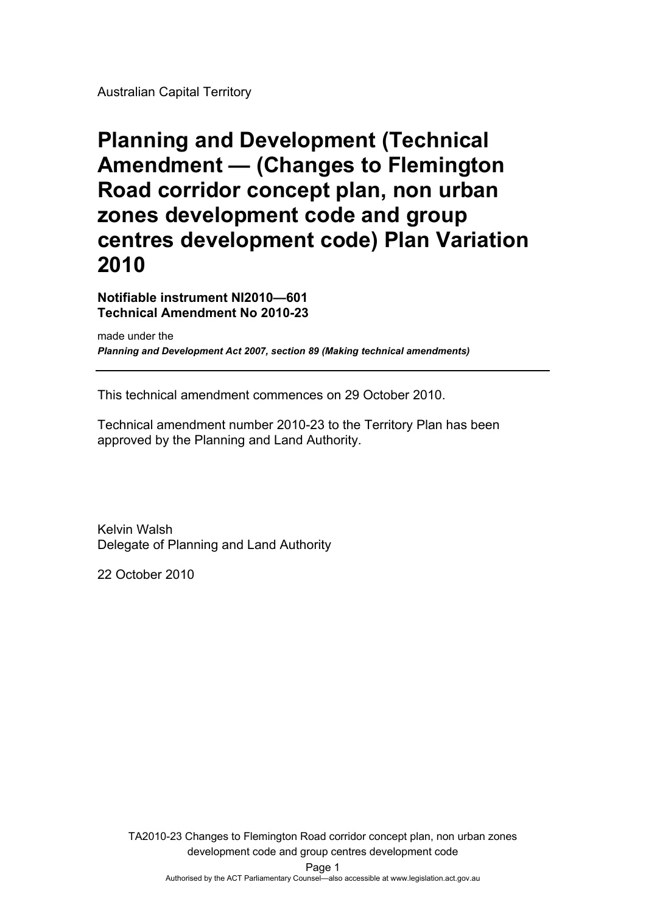Australian Capital Territory

# Planning and Development (Technical Amendment — (Changes to Flemington Road corridor concept plan, non urban zones development code and group centres development code) Plan Variation 2010

**Notifiable instrument NI2010—601**
**Technical Amendment No 2010-23**

made under the

***Planning and Development Act 2007, section 89 (Making technical amendments)***

---

This technical amendment commences on 29 October 2010.

Technical amendment number 2010-23 to the Territory Plan has been approved by the Planning and Land Authority.

Kelvin Walsh
Delegate of Planning and Land Authority

22 October 2010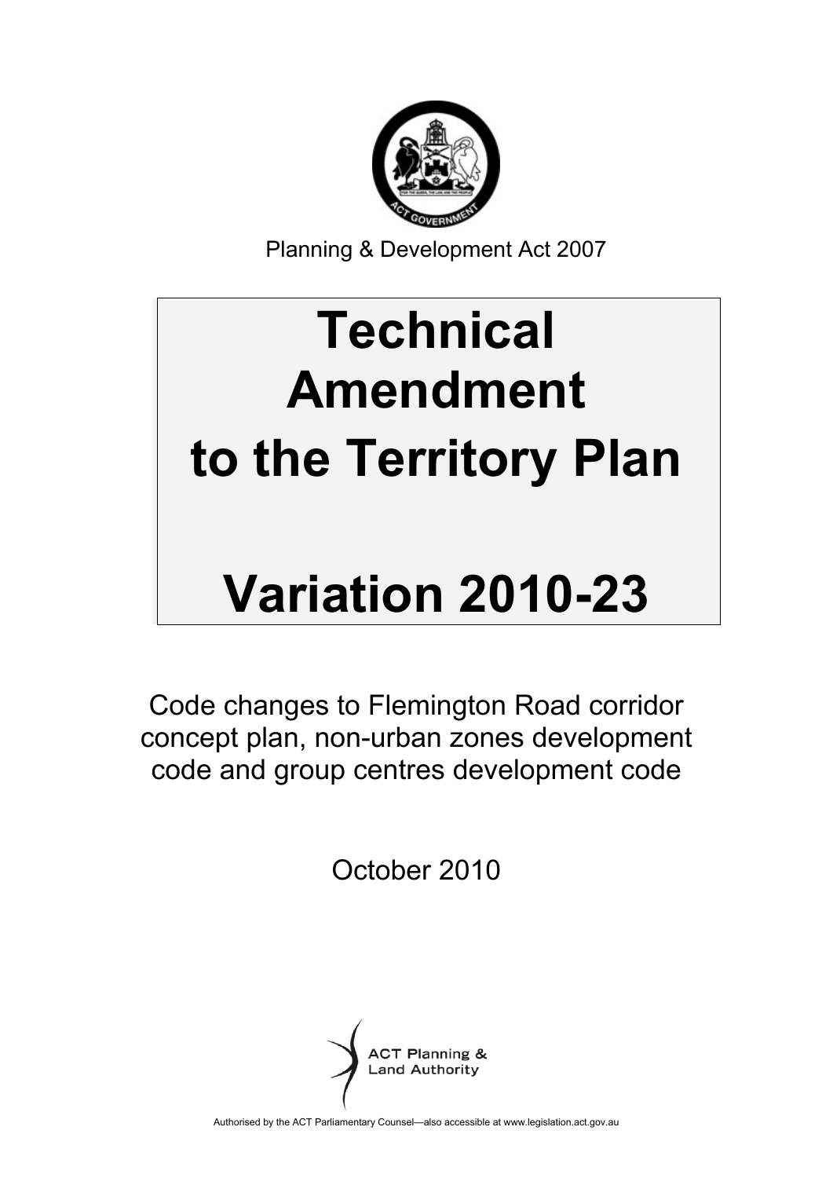Planning & Development Act 2007

# Technical Amendment to the Territory Plan

# Variation 2010-23

Code changes to Flemington Road corridor concept plan, non-urban zones development code and group centres development code

October 2010

ACT Planning & Land Authority

Authorised by the ACT Parliamentary Counsel—also accessible at www.legislation.act.gov.au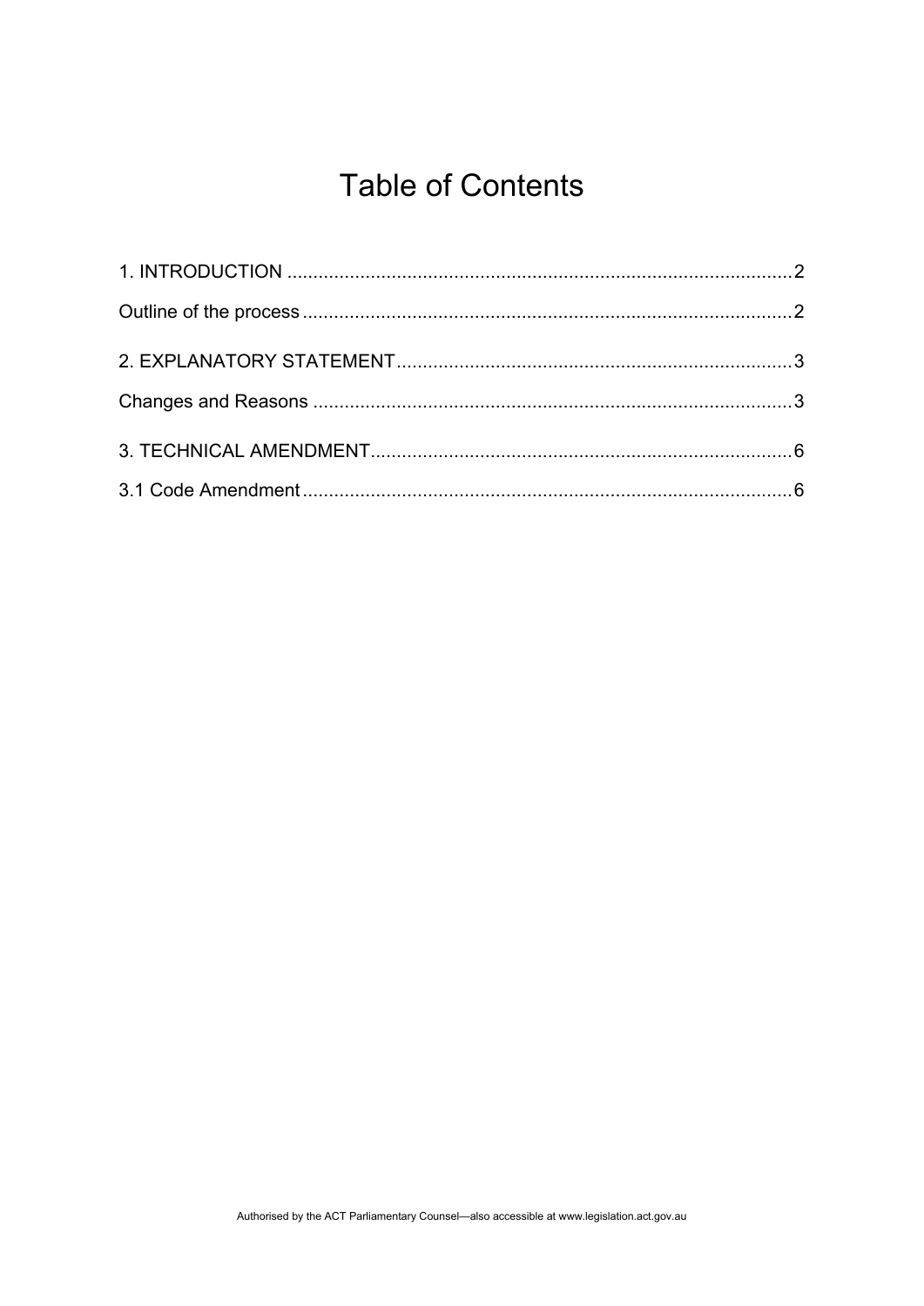# Table of Contents

1. INTRODUCTION .................................................................................................2

Outline of the process ...........................................................................................2

2. EXPLANATORY STATEMENT...........................................................................3

Changes and Reasons ..........................................................................................3

3. TECHNICAL AMENDMENT................................................................................6

3.1 Code Amendment ...........................................................................................6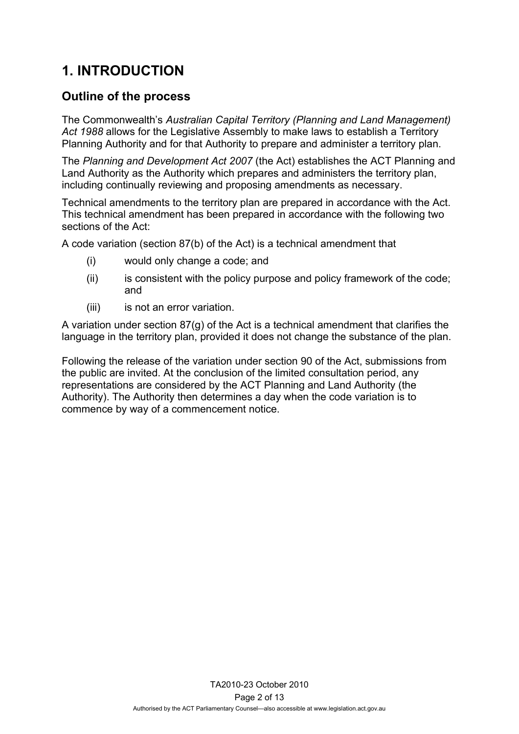# 1. INTRODUCTION

## Outline of the process

The Commonwealth's *Australian Capital Territory (Planning and Land Management) Act 1988* allows for the Legislative Assembly to make laws to establish a Territory Planning Authority and for that Authority to prepare and administer a territory plan.

The *Planning and Development Act 2007* (the Act) establishes the ACT Planning and Land Authority as the Authority which prepares and administers the territory plan, including continually reviewing and proposing amendments as necessary.

Technical amendments to the territory plan are prepared in accordance with the Act. This technical amendment has been prepared in accordance with the following two sections of the Act:

A code variation (section 87(b) of the Act) is a technical amendment that

- (i) would only change a code; and
- (ii) is consistent with the policy purpose and policy framework of the code; and
- (iii) is not an error variation.

A variation under section 87(g) of the Act is a technical amendment that clarifies the language in the territory plan, provided it does not change the substance of the plan.

Following the release of the variation under section 90 of the Act, submissions from the public are invited. At the conclusion of the limited consultation period, any representations are considered by the ACT Planning and Land Authority (the Authority). The Authority then determines a day when the code variation is to commence by way of a commencement notice.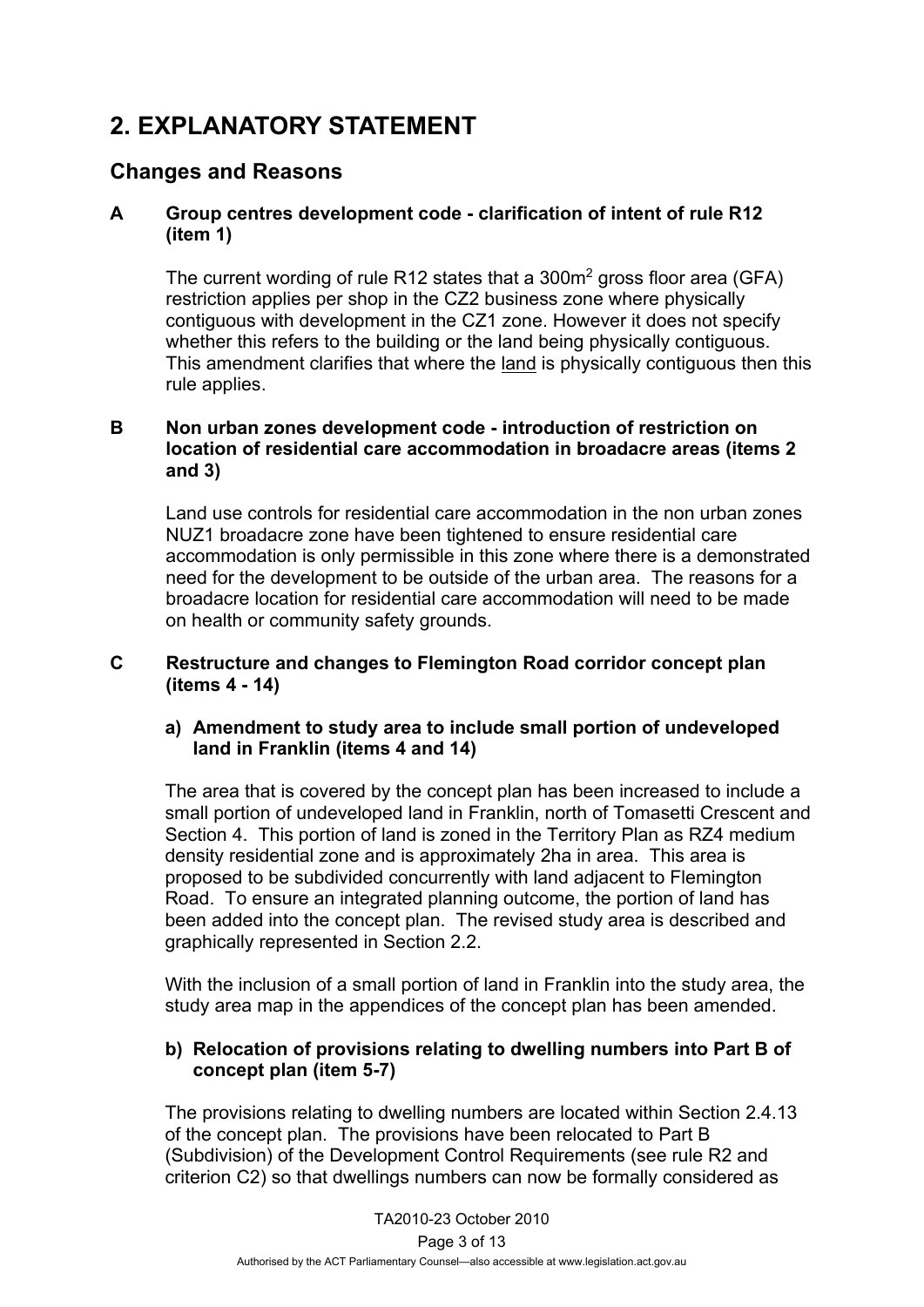# 2. EXPLANATORY STATEMENT

## Changes and Reasons

### A Group centres development code - clarification of intent of rule R12 (item 1)

The current wording of rule R12 states that a 300m$^2$ gross floor area (GFA) restriction applies per shop in the CZ2 business zone where physically contiguous with development in the CZ1 zone. However it does not specify whether this refers to the building or the land being physically contiguous. This amendment clarifies that where the land is physically contiguous then this rule applies.

### B Non urban zones development code - introduction of restriction on location of residential care accommodation in broadacre areas (items 2 and 3)

Land use controls for residential care accommodation in the non urban zones NUZ1 broadacre zone have been tightened to ensure residential care accommodation is only permissible in this zone where there is a demonstrated need for the development to be outside of the urban area. The reasons for a broadacre location for residential care accommodation will need to be made on health or community safety grounds.

### C Restructure and changes to Flemington Road corridor concept plan (items 4 - 14)

#### a) Amendment to study area to include small portion of undeveloped land in Franklin (items 4 and 14)

The area that is covered by the concept plan has been increased to include a small portion of undeveloped land in Franklin, north of Tomasetti Crescent and Section 4. This portion of land is zoned in the Territory Plan as RZ4 medium density residential zone and is approximately 2ha in area. This area is proposed to be subdivided concurrently with land adjacent to Flemington Road. To ensure an integrated planning outcome, the portion of land has been added into the concept plan. The revised study area is described and graphically represented in Section 2.2.

With the inclusion of a small portion of land in Franklin into the study area, the study area map in the appendices of the concept plan has been amended.

#### b) Relocation of provisions relating to dwelling numbers into Part B of concept plan (item 5-7)

The provisions relating to dwelling numbers are located within Section 2.4.13 of the concept plan. The provisions have been relocated to Part B (Subdivision) of the Development Control Requirements (see rule R2 and criterion C2) so that dwellings numbers can now be formally considered as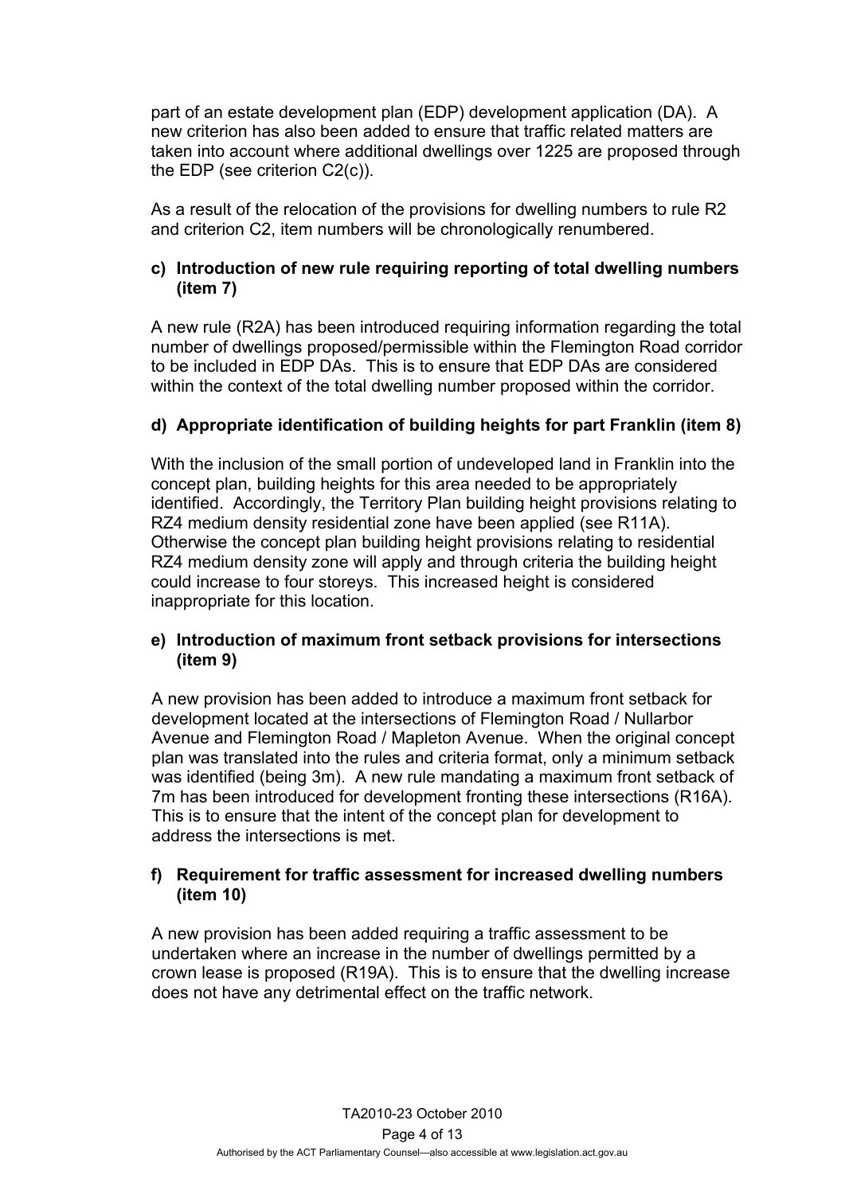part of an estate development plan (EDP) development application (DA). A new criterion has also been added to ensure that traffic related matters are taken into account where additional dwellings over 1225 are proposed through the EDP (see criterion C2(c)).

As a result of the relocation of the provisions for dwelling numbers to rule R2 and criterion C2, item numbers will be chronologically renumbered.

**c) Introduction of new rule requiring reporting of total dwelling numbers (item 7)**

A new rule (R2A) has been introduced requiring information regarding the total number of dwellings proposed/permissible within the Flemington Road corridor to be included in EDP DAs. This is to ensure that EDP DAs are considered within the context of the total dwelling number proposed within the corridor.

**d) Appropriate identification of building heights for part Franklin (item 8)**

With the inclusion of the small portion of undeveloped land in Franklin into the concept plan, building heights for this area needed to be appropriately identified. Accordingly, the Territory Plan building height provisions relating to RZ4 medium density residential zone have been applied (see R11A). Otherwise the concept plan building height provisions relating to residential RZ4 medium density zone will apply and through criteria the building height could increase to four storeys. This increased height is considered inappropriate for this location.

**e) Introduction of maximum front setback provisions for intersections (item 9)**

A new provision has been added to introduce a maximum front setback for development located at the intersections of Flemington Road / Nullarbor Avenue and Flemington Road / Mapleton Avenue. When the original concept plan was translated into the rules and criteria format, only a minimum setback was identified (being 3m). A new rule mandating a maximum front setback of 7m has been introduced for development fronting these intersections (R16A). This is to ensure that the intent of the concept plan for development to address the intersections is met.

**f) Requirement for traffic assessment for increased dwelling numbers (item 10)**

A new provision has been added requiring a traffic assessment to be undertaken where an increase in the number of dwellings permitted by a crown lease is proposed (R19A). This is to ensure that the dwelling increase does not have any detrimental effect on the traffic network.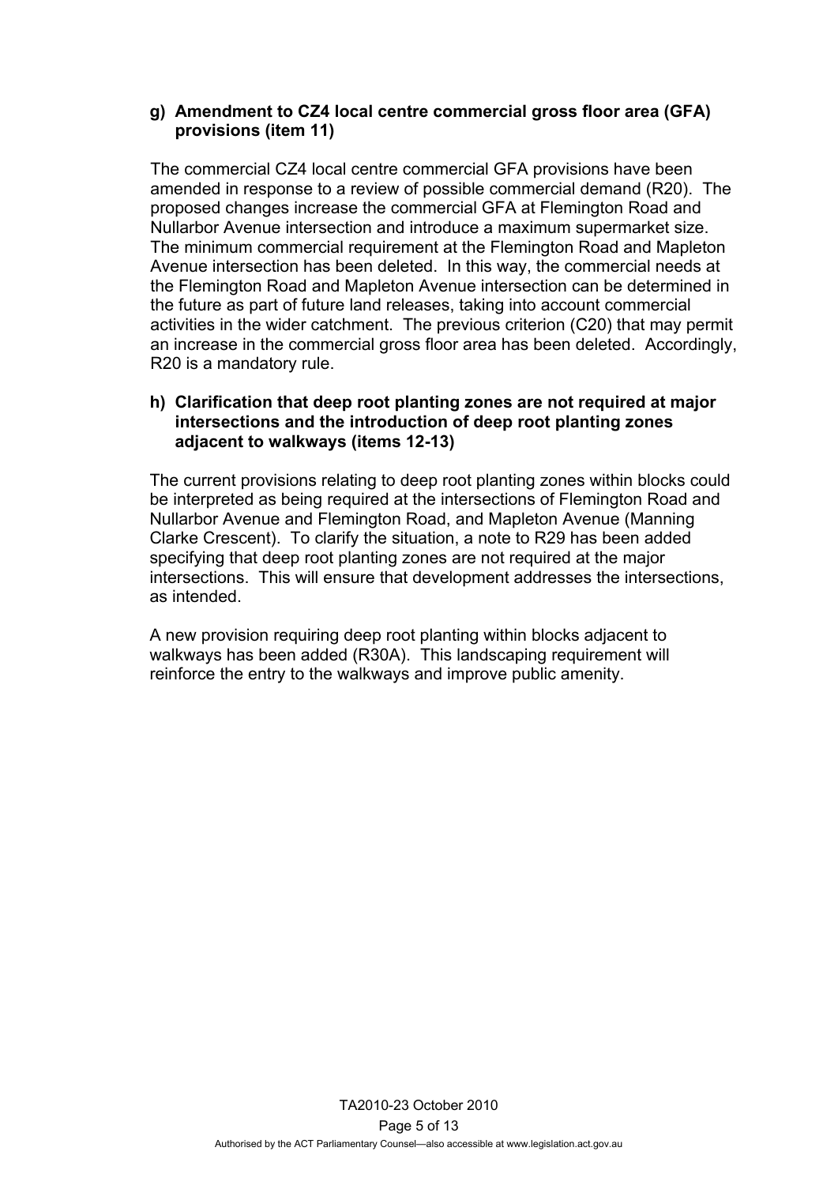**g) Amendment to CZ4 local centre commercial gross floor area (GFA) provisions (item 11)**

The commercial CZ4 local centre commercial GFA provisions have been amended in response to a review of possible commercial demand (R20). The proposed changes increase the commercial GFA at Flemington Road and Nullarbor Avenue intersection and introduce a maximum supermarket size. The minimum commercial requirement at the Flemington Road and Mapleton Avenue intersection has been deleted. In this way, the commercial needs at the Flemington Road and Mapleton Avenue intersection can be determined in the future as part of future land releases, taking into account commercial activities in the wider catchment. The previous criterion (C20) that may permit an increase in the commercial gross floor area has been deleted. Accordingly, R20 is a mandatory rule.

**h) Clarification that deep root planting zones are not required at major intersections and the introduction of deep root planting zones adjacent to walkways (items 12-13)**

The current provisions relating to deep root planting zones within blocks could be interpreted as being required at the intersections of Flemington Road and Nullarbor Avenue and Flemington Road, and Mapleton Avenue (Manning Clarke Crescent). To clarify the situation, a note to R29 has been added specifying that deep root planting zones are not required at the major intersections. This will ensure that development addresses the intersections, as intended.

A new provision requiring deep root planting within blocks adjacent to walkways has been added (R30A). This landscaping requirement will reinforce the entry to the walkways and improve public amenity.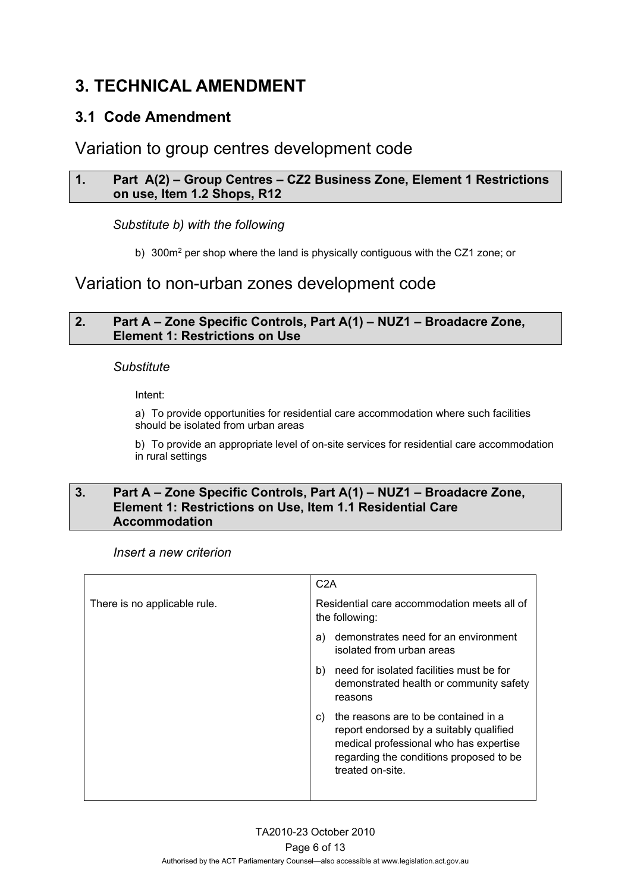# 3. TECHNICAL AMENDMENT

## 3.1 Code Amendment

## Variation to group centres development code

| 1. | Part A(2) – Group Centres – CZ2 Business Zone, Element 1 Restrictions on use, Item 1.2 Shops, R12 |
|---|---|

*Substitute b) with the following*

b) 300m$^2$ per shop where the land is physically contiguous with the CZ1 zone; or

## Variation to non-urban zones development code

| 2. | Part A – Zone Specific Controls, Part A(1) – NUZ1 – Broadacre Zone, Element 1: Restrictions on Use |
|---|---|

*Substitute*

Intent:

a) To provide opportunities for residential care accommodation where such facilities should be isolated from urban areas

b) To provide an appropriate level of on-site services for residential care accommodation in rural settings

| 3. | Part A – Zone Specific Controls, Part A(1) – NUZ1 – Broadacre Zone, Element 1: Restrictions on Use, Item 1.1 Residential Care Accommodation |
|---|---|

*Insert a new criterion*

| | C2A |
|---|---|
| There is no applicable rule. | Residential care accommodation meets all of the following:<br>a) demonstrates need for an environment isolated from urban areas<br>b) need for isolated facilities must be for demonstrated health or community safety reasons<br>c) the reasons are to be contained in a report endorsed by a suitably qualified medical professional who has expertise regarding the conditions proposed to be treated on-site. |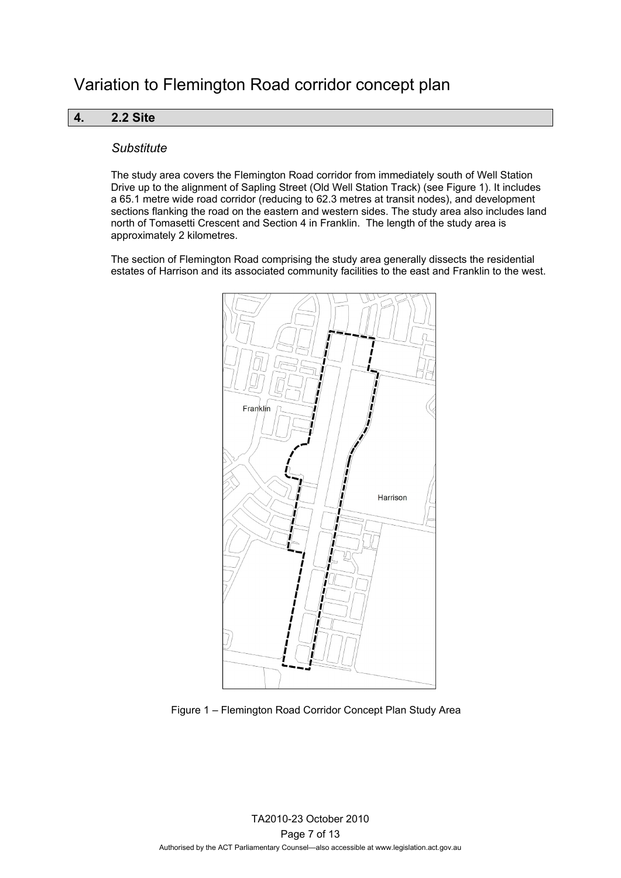# Variation to Flemington Road corridor concept plan

## 4. 2.2 Site

*Substitute*

The study area covers the Flemington Road corridor from immediately south of Well Station Drive up to the alignment of Sapling Street (Old Well Station Track) (see Figure 1). It includes a 65.1 metre wide road corridor (reducing to 62.3 metres at transit nodes), and development sections flanking the road on the eastern and western sides. The study area also includes land north of Tomasetti Crescent and Section 4 in Franklin. The length of the study area is approximately 2 kilometres.

The section of Flemington Road comprising the study area generally dissects the residential estates of Harrison and its associated community facilities to the east and Franklin to the west.

Figure 1 – Flemington Road Corridor Concept Plan Study Area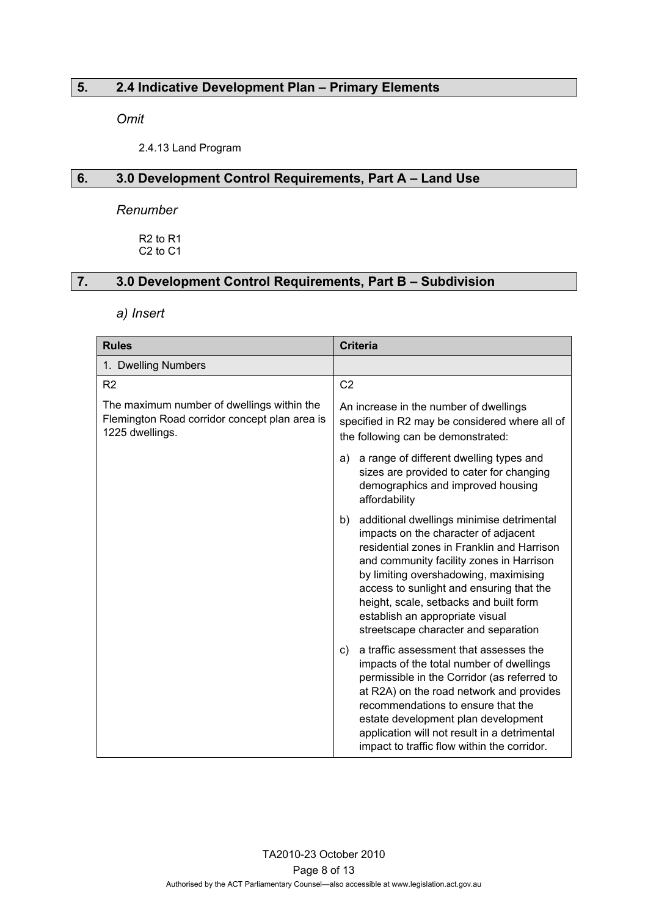## 5. 2.4 Indicative Development Plan – Primary Elements

*Omit*

2.4.13 Land Program

## 6. 3.0 Development Control Requirements, Part A – Land Use

*Renumber*

R2 to R1
C2 to C1

## 7. 3.0 Development Control Requirements, Part B – Subdivision

*a) Insert*

| Rules | Criteria |
|---|---|
| 1. Dwelling Numbers | |
| R2<br><br>The maximum number of dwellings within the Flemington Road corridor concept plan area is 1225 dwellings. | C2<br><br>An increase in the number of dwellings specified in R2 may be considered where all of the following can be demonstrated:<br><br>a) a range of different dwelling types and sizes are provided to cater for changing demographics and improved housing affordability<br><br>b) additional dwellings minimise detrimental impacts on the character of adjacent residential zones in Franklin and Harrison and community facility zones in Harrison by limiting overshadowing, maximising access to sunlight and ensuring that the height, scale, setbacks and built form establish an appropriate visual streetscape character and separation<br><br>c) a traffic assessment that assesses the impacts of the total number of dwellings permissible in the Corridor (as referred to at R2A) on the road network and provides recommendations to ensure that the estate development plan development application will not result in a detrimental impact to traffic flow within the corridor. |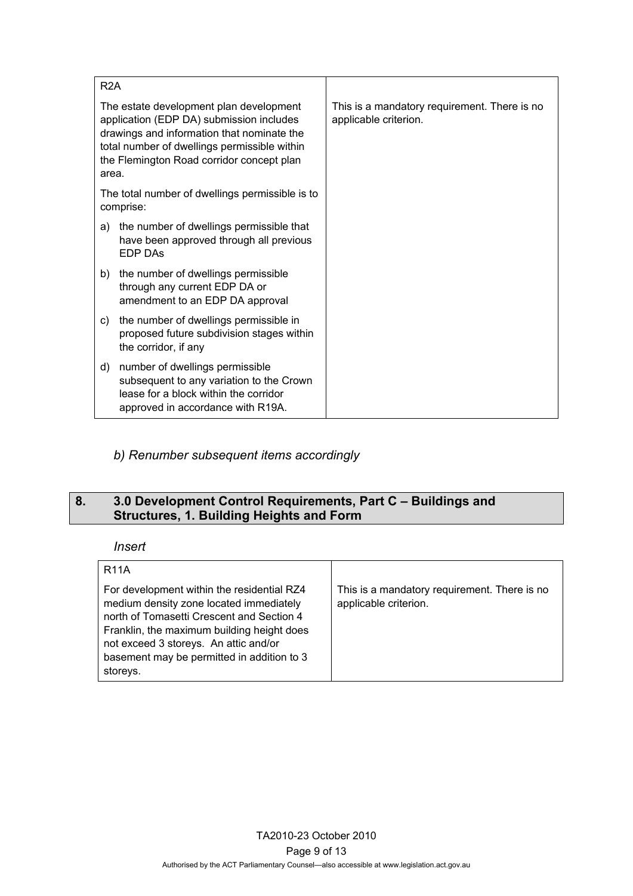| R2A | |
|---|---|
| The estate development plan development application (EDP DA) submission includes drawings and information that nominate the total number of dwellings permissible within the Flemington Road corridor concept plan area.<br><br>The total number of dwellings permissible is to comprise:<br><br>a) the number of dwellings permissible that have been approved through all previous EDP DAs<br><br>b) the number of dwellings permissible through any current EDP DA or amendment to an EDP DA approval<br><br>c) the number of dwellings permissible in proposed future subdivision stages within the corridor, if any<br><br>d) number of dwellings permissible subsequent to any variation to the Crown lease for a block within the corridor approved in accordance with R19A. | This is a mandatory requirement. There is no applicable criterion. |

*b) Renumber subsequent items accordingly*

## 8. 3.0 Development Control Requirements, Part C – Buildings and Structures, 1. Building Heights and Form

*Insert*

| R11A | |
|---|---|
| For development within the residential RZ4 medium density zone located immediately north of Tomasetti Crescent and Section 4 Franklin, the maximum building height does not exceed 3 storeys. An attic and/or basement may be permitted in addition to 3 storeys. | This is a mandatory requirement. There is no applicable criterion. |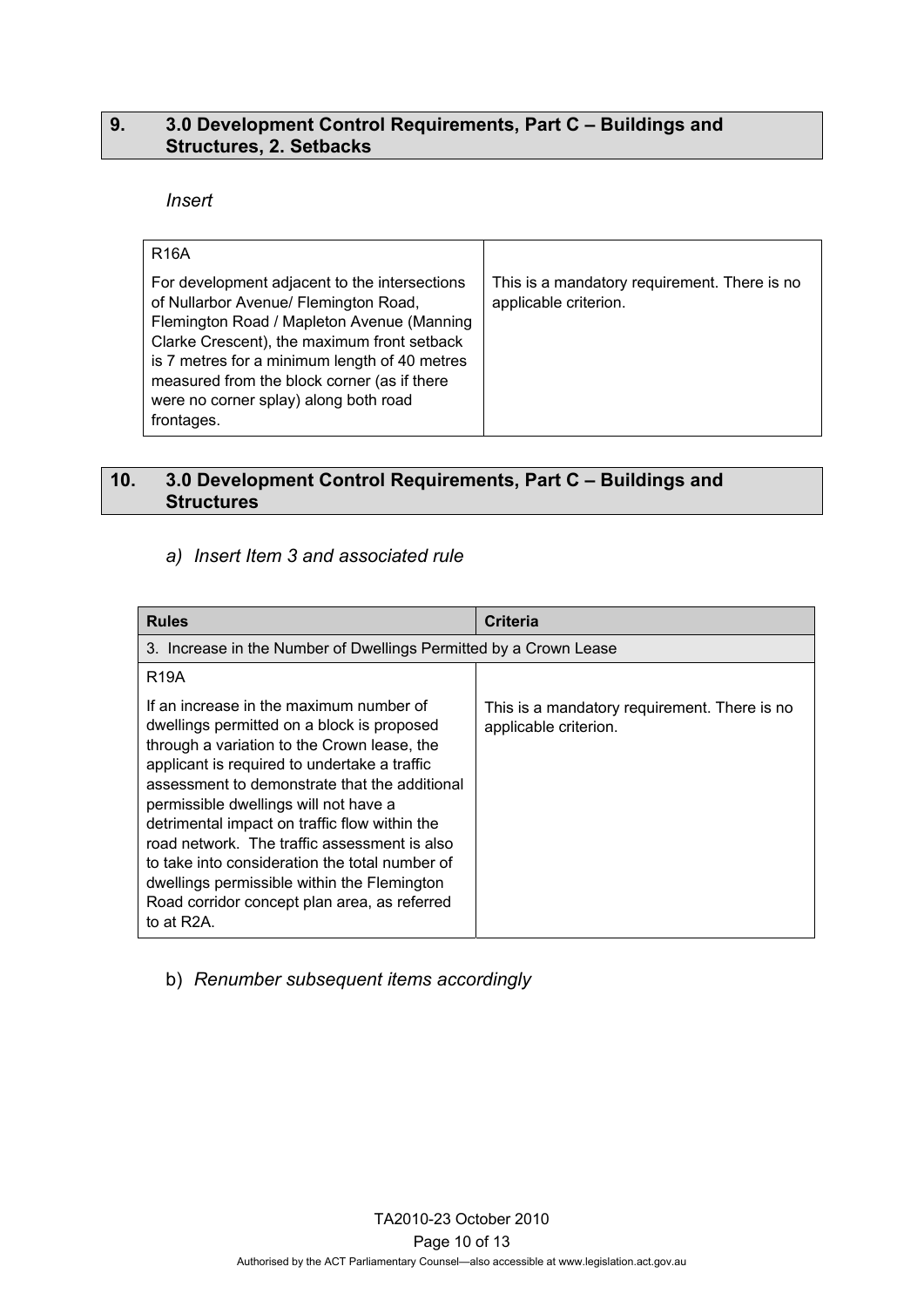## 9. 3.0 Development Control Requirements, Part C – Buildings and Structures, 2. Setbacks

*Insert*

| R16A<br><br>For development adjacent to the intersections of Nullarbor Avenue/ Flemington Road, Flemington Road / Mapleton Avenue (Manning Clarke Crescent), the maximum front setback is 7 metres for a minimum length of 40 metres measured from the block corner (as if there were no corner splay) along both road frontages. | This is a mandatory requirement. There is no applicable criterion. |
|---|---|

## 10. 3.0 Development Control Requirements, Part C – Buildings and Structures

a) *Insert Item 3 and associated rule*

| **Rules** | **Criteria** |
|---|---|
| 3. Increase in the Number of Dwellings Permitted by a Crown Lease | |
| R19A<br><br>If an increase in the maximum number of dwellings permitted on a block is proposed through a variation to the Crown lease, the applicant is required to undertake a traffic assessment to demonstrate that the additional permissible dwellings will not have a detrimental impact on traffic flow within the road network. The traffic assessment is also to take into consideration the total number of dwellings permissible within the Flemington Road corridor concept plan area, as referred to at R2A. | This is a mandatory requirement. There is no applicable criterion. |

b) *Renumber subsequent items accordingly*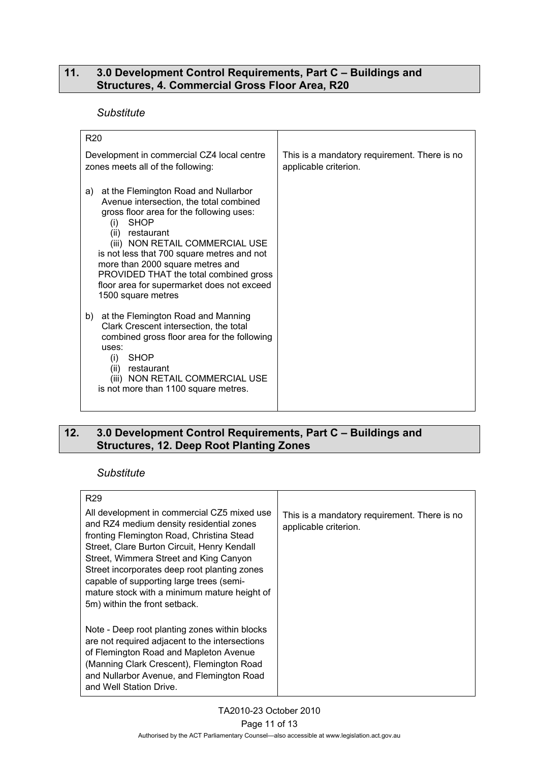## 11. 3.0 Development Control Requirements, Part C – Buildings and Structures, 4. Commercial Gross Floor Area, R20

*Substitute*

| R20 | |
|---|---|
| Development in commercial CZ4 local centre zones meets all of the following:<br><br>a) at the Flemington Road and Nullarbor Avenue intersection, the total combined gross floor area for the following uses:<br>(i) SHOP<br>(ii) restaurant<br>(iii) NON RETAIL COMMERCIAL USE<br>is not less that 700 square metres and not more than 2000 square metres and PROVIDED THAT the total combined gross floor area for supermarket does not exceed 1500 square metres<br><br>b) at the Flemington Road and Manning Clark Crescent intersection, the total combined gross floor area for the following uses:<br>(i) SHOP<br>(ii) restaurant<br>(iii) NON RETAIL COMMERCIAL USE<br>is not more than 1100 square metres. | This is a mandatory requirement. There is no applicable criterion. |

## 12. 3.0 Development Control Requirements, Part C – Buildings and Structures, 12. Deep Root Planting Zones

*Substitute*

| R29 | |
|---|---|
| All development in commercial CZ5 mixed use and RZ4 medium density residential zones fronting Flemington Road, Christina Stead Street, Clare Burton Circuit, Henry Kendall Street, Wimmera Street and King Canyon Street incorporates deep root planting zones capable of supporting large trees (semi-mature stock with a minimum mature height of 5m) within the front setback.<br><br>Note - Deep root planting zones within blocks are not required adjacent to the intersections of Flemington Road and Mapleton Avenue (Manning Clark Crescent), Flemington Road and Nullarbor Avenue, and Flemington Road and Well Station Drive. | This is a mandatory requirement. There is no applicable criterion. |

TA2010-23 October 2010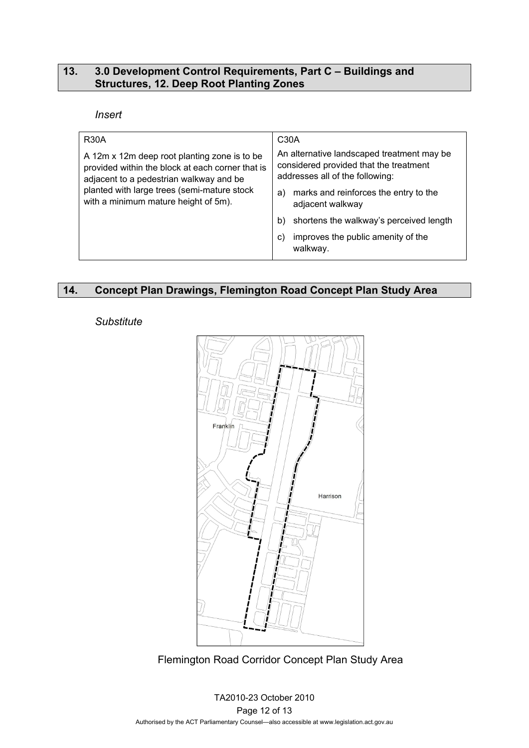## 13. 3.0 Development Control Requirements, Part C – Buildings and Structures, 12. Deep Root Planting Zones

*Insert*

| R30A | C30A |
|---|---|
| A 12m x 12m deep root planting zone is to be provided within the block at each corner that is adjacent to a pedestrian walkway and be planted with large trees (semi-mature stock with a minimum mature height of 5m). | An alternative landscaped treatment may be considered provided that the treatment addresses all of the following:<br>a) marks and reinforces the entry to the adjacent walkway<br>b) shortens the walkway's perceived length<br>c) improves the public amenity of the walkway. |

## 14. Concept Plan Drawings, Flemington Road Concept Plan Study Area

*Substitute*

Flemington Road Corridor Concept Plan Study Area

TA2010-23 October 2010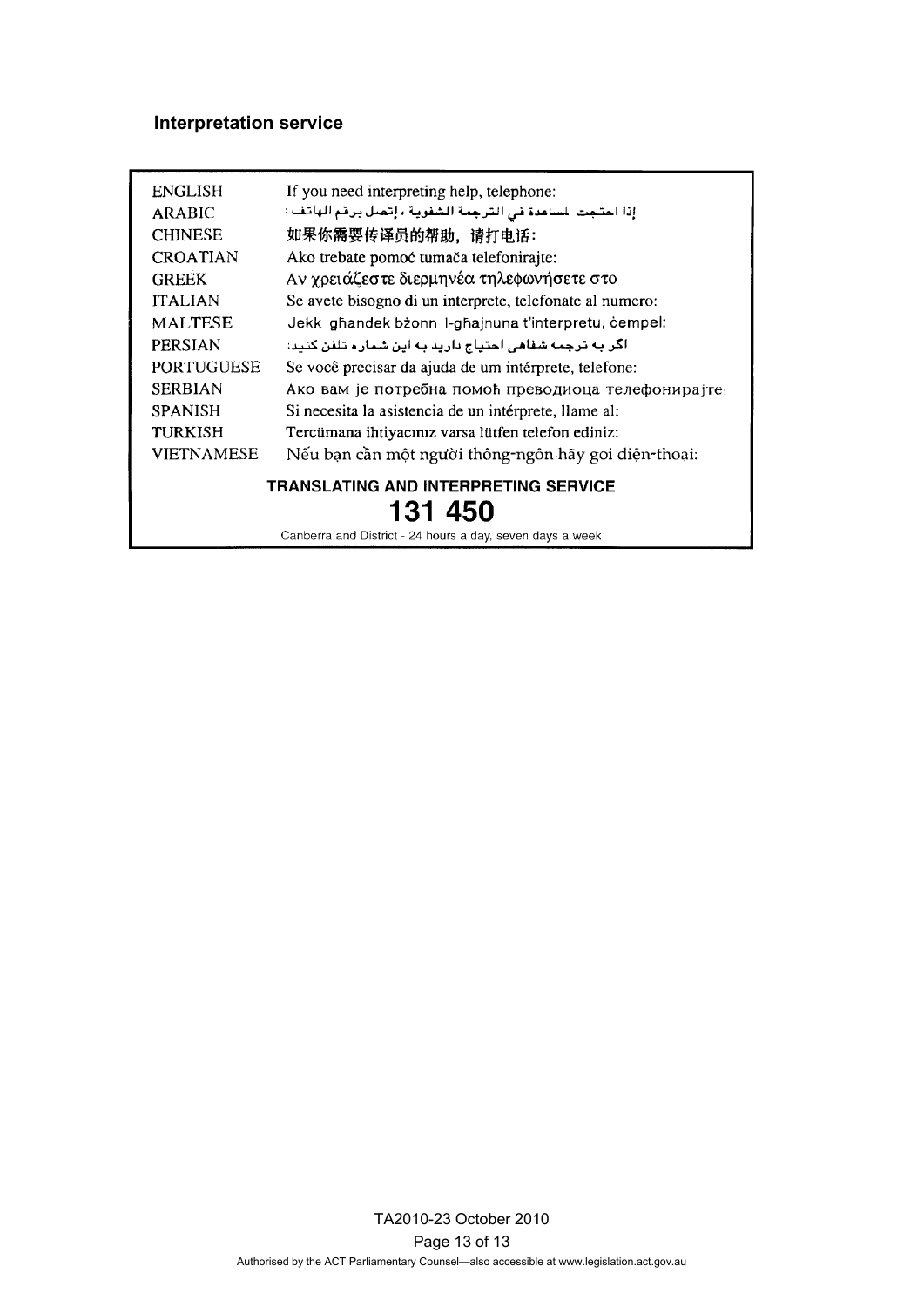## Interpretation service

| | |
|---|---|
| ENGLISH | If you need interpreting help, telephone: |
| ARABIC | إذا احتجت لمساعدة في الترجمة الشفوية ، إتصل برقم الهاتف : |
| CHINESE | 如果你需要传译员的帮助，请打电话： |
| CROATIAN | Ako trebate pomoć tumača telefonirajte: |
| GREEK | Αν χρειάζεστε διερμηνέα τηλεφωνήσετε στο |
| ITALIAN | Se avete bisogno di un interprete, telefonate al numero: |
| MALTESE | Jekk għandek bżonn l-għajnuna t'interpretu, ċempel: |
| PERSIAN | اگر به ترجمه شفاهی احتیاج دارید به این شماره تلفن کنید: |
| PORTUGUESE | Se você precisar da ajuda de um intérprete, telefone: |
| SERBIAN | Ако вам је потребна помоћ преводиоца телефонирајте: |
| SPANISH | Si necesita la asistencia de un intérprete, llame al: |
| TURKISH | Tercümana ihtiyacınız varsa lütfen telefon ediniz: |
| VIETNAMESE | Nếu bạn cần một người thông-ngôn hãy gọi điện-thoại: |

**TRANSLATING AND INTERPRETING SERVICE**

**131 450**

Canberra and District - 24 hours a day, seven days a week

TA2010-23 October 2010

Authorised by the ACT Parliamentary Counsel—also accessible at www.legislation.act.gov.au